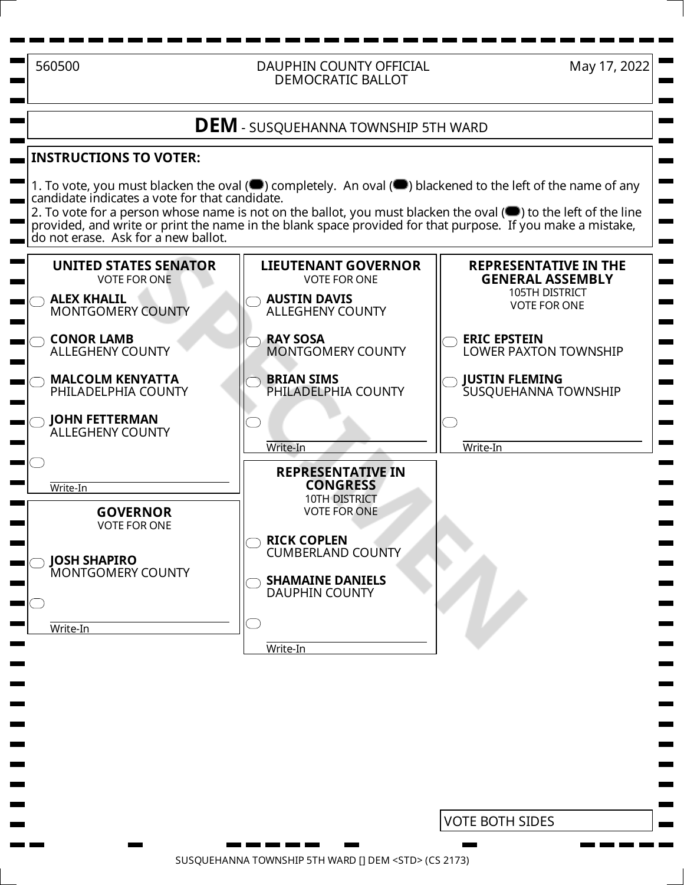560500

DAUPHIN COUNTY OFFICIAL
DEMOCRATIC BALLOT

May 17, 2022

# DEM - SUSQUEHANNA TOWNSHIP 5TH WARD

**INSTRUCTIONS TO VOTER:**

1. To vote, you must blacken the oval (⬬) completely. An oval (⬬) blackened to the left of the name of any candidate indicates a vote for that candidate.
2. To vote for a person whose name is not on the ballot, you must blacken the oval (⬬) to the left of the line provided, and write or print the name in the blank space provided for that purpose. If you make a mistake, do not erase. Ask for a new ballot.

## UNITED STATES SENATOR
VOTE FOR ONE

- ⬭ **ALEX KHALIL** MONTGOMERY COUNTY
- ⬭ **CONOR LAMB** ALLEGHENY COUNTY
- ⬭ **MALCOLM KENYATTA** PHILADELPHIA COUNTY
- ⬭ **JOHN FETTERMAN** ALLEGHENY COUNTY
- ⬭ ______________ Write-In

## GOVERNOR
VOTE FOR ONE

- ⬭ **JOSH SHAPIRO** MONTGOMERY COUNTY
- ⬭ ______________ Write-In

## LIEUTENANT GOVERNOR
VOTE FOR ONE

- ⬭ **AUSTIN DAVIS** ALLEGHENY COUNTY
- ⬭ **RAY SOSA** MONTGOMERY COUNTY
- ⬭ **BRIAN SIMS** PHILADELPHIA COUNTY
- ⬭ ______________ Write-In

## REPRESENTATIVE IN CONGRESS
10TH DISTRICT
VOTE FOR ONE

- ⬭ **RICK COPLEN** CUMBERLAND COUNTY
- ⬭ **SHAMAINE DANIELS** DAUPHIN COUNTY
- ⬭ ______________ Write-In

## REPRESENTATIVE IN THE GENERAL ASSEMBLY
105TH DISTRICT
VOTE FOR ONE

- ⬭ **ERIC EPSTEIN** LOWER PAXTON TOWNSHIP
- ⬭ **JUSTIN FLEMING** SUSQUEHANNA TOWNSHIP
- ⬭ ______________ Write-In

VOTE BOTH SIDES

SUSQUEHANNA TOWNSHIP 5TH WARD [] DEM <STD> (CS 2173)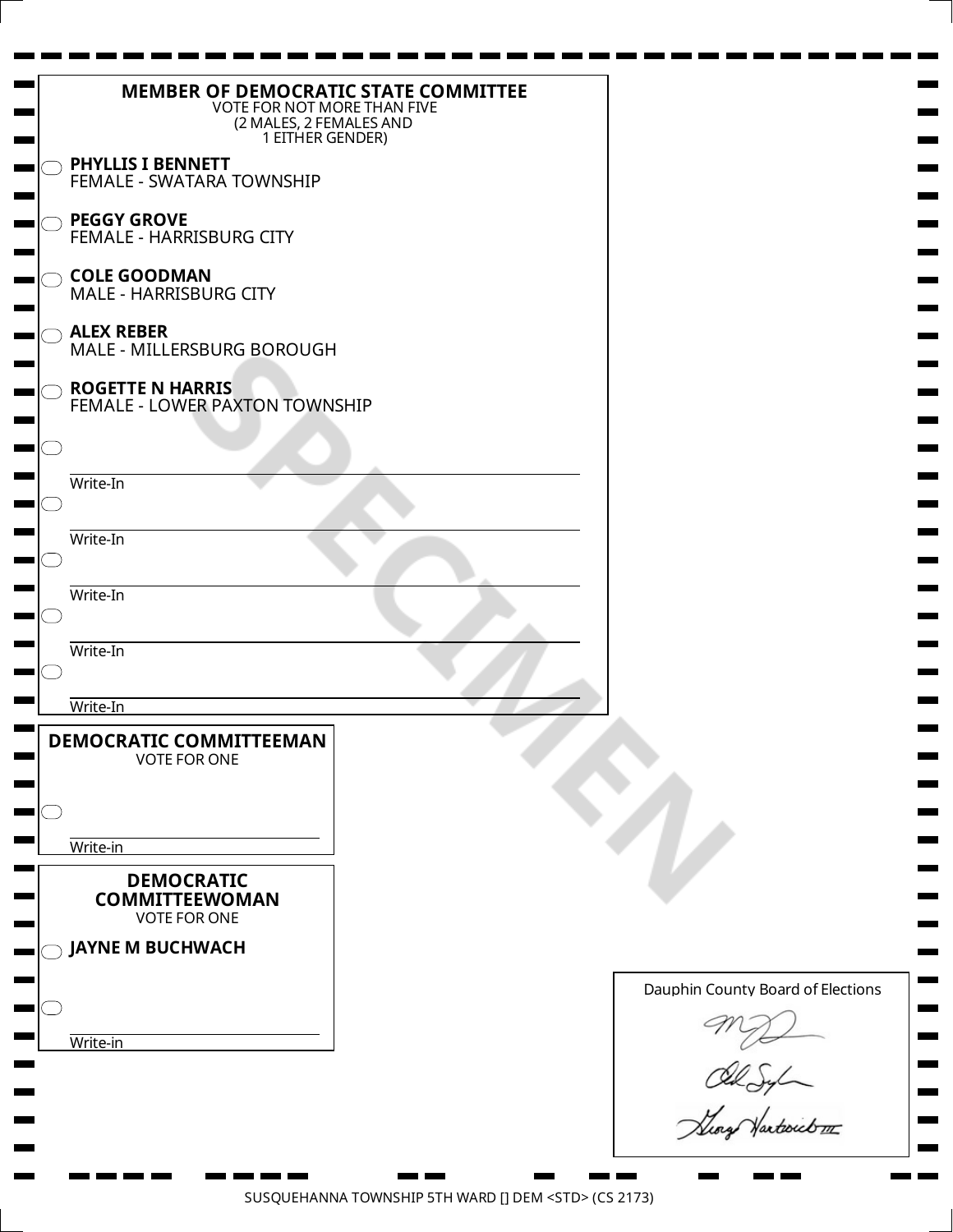## MEMBER OF DEMOCRATIC STATE COMMITTEE

VOTE FOR NOT MORE THAN FIVE
(2 MALES, 2 FEMALES AND
1 EITHER GENDER)

- **PHYLLIS I BENNETT**
  FEMALE - SWATARA TOWNSHIP
- **PEGGY GROVE**
  FEMALE - HARRISBURG CITY
- **COLE GOODMAN**
  MALE - HARRISBURG CITY
- **ALEX REBER**
  MALE - MILLERSBURG BOROUGH
- **ROGETTE N HARRIS**
  FEMALE - LOWER PAXTON TOWNSHIP
- Write-In
- Write-In
- Write-In
- Write-In
- Write-In

## DEMOCRATIC COMMITTEEMAN

VOTE FOR ONE

- Write-in

## DEMOCRATIC COMMITTEEWOMAN

VOTE FOR ONE

- **JAYNE M BUCHWACH**
- Write-in

SPECIMEN

Dauphin County Board of Elections

SUSQUEHANNA TOWNSHIP 5TH WARD [] DEM <STD> (CS 2173)